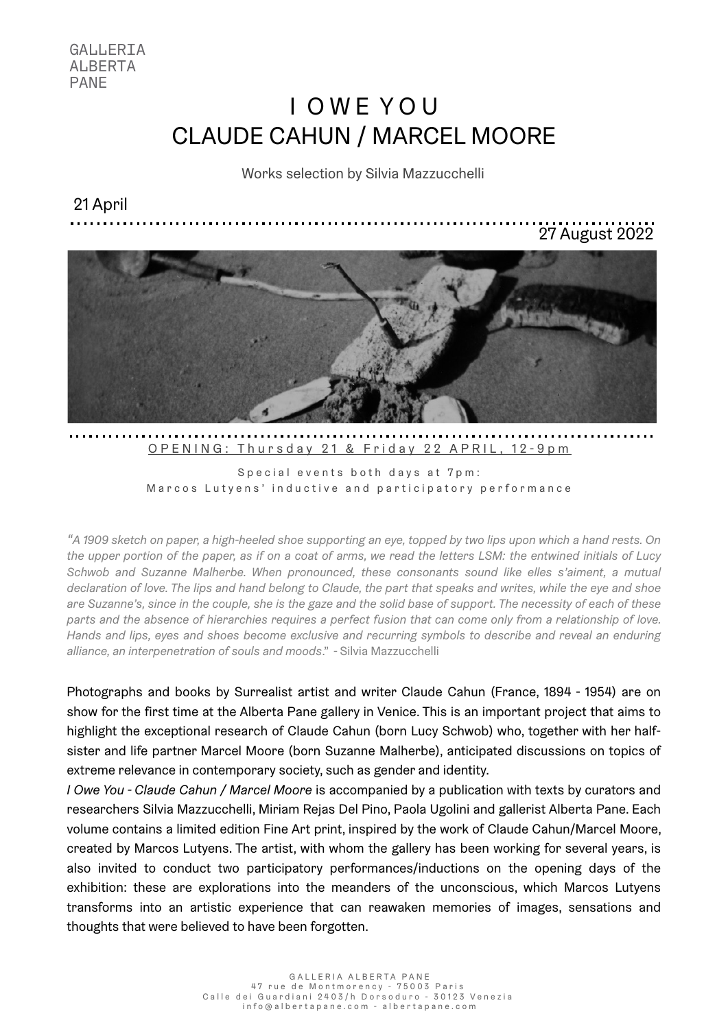GALLERIA
ALBERTA
PANE

# I OWE YOU
# CLAUDE CAHUN / MARCEL MOORE

Works selection by Silvia Mazzucchelli

21 April

27 August 2022

OPENING: Thursday 21 & Friday 22 APRIL, 12-9pm

Special events both days at 7pm:
Marcos Lutyens' inductive and participatory performance

*"A 1909 sketch on paper, a high-heeled shoe supporting an eye, topped by two lips upon which a hand rests. On the upper portion of the paper, as if on a coat of arms, we read the letters LSM: the entwined initials of Lucy Schwob and Suzanne Malherbe. When pronounced, these consonants sound like elles s'aiment, a mutual declaration of love. The lips and hand belong to Claude, the part that speaks and writes, while the eye and shoe are Suzanne's, since in the couple, she is the gaze and the solid base of support. The necessity of each of these parts and the absence of hierarchies requires a perfect fusion that can come only from a relationship of love. Hands and lips, eyes and shoes become exclusive and recurring symbols to describe and reveal an enduring alliance, an interpenetration of souls and moods."* - Silvia Mazzucchelli

Photographs and books by Surrealist artist and writer Claude Cahun (France, 1894 - 1954) are on show for the first time at the Alberta Pane gallery in Venice. This is an important project that aims to highlight the exceptional research of Claude Cahun (born Lucy Schwob) who, together with her half-sister and life partner Marcel Moore (born Suzanne Malherbe), anticipated discussions on topics of extreme relevance in contemporary society, such as gender and identity.

*I Owe You - Claude Cahun / Marcel Moore* is accompanied by a publication with texts by curators and researchers Silvia Mazzucchelli, Miriam Rejas Del Pino, Paola Ugolini and gallerist Alberta Pane. Each volume contains a limited edition Fine Art print, inspired by the work of Claude Cahun/Marcel Moore, created by Marcos Lutyens. The artist, with whom the gallery has been working for several years, is also invited to conduct two participatory performances/inductions on the opening days of the exhibition: these are explorations into the meanders of the unconscious, which Marcos Lutyens transforms into an artistic experience that can reawaken memories of images, sensations and thoughts that were believed to have been forgotten.

GALLERIA ALBERTA PANE
47 rue de Montmorency - 75003 Paris
Calle dei Guardiani 2403/h Dorsoduro - 30123 Venezia
info@albertapane.com - albertapane.com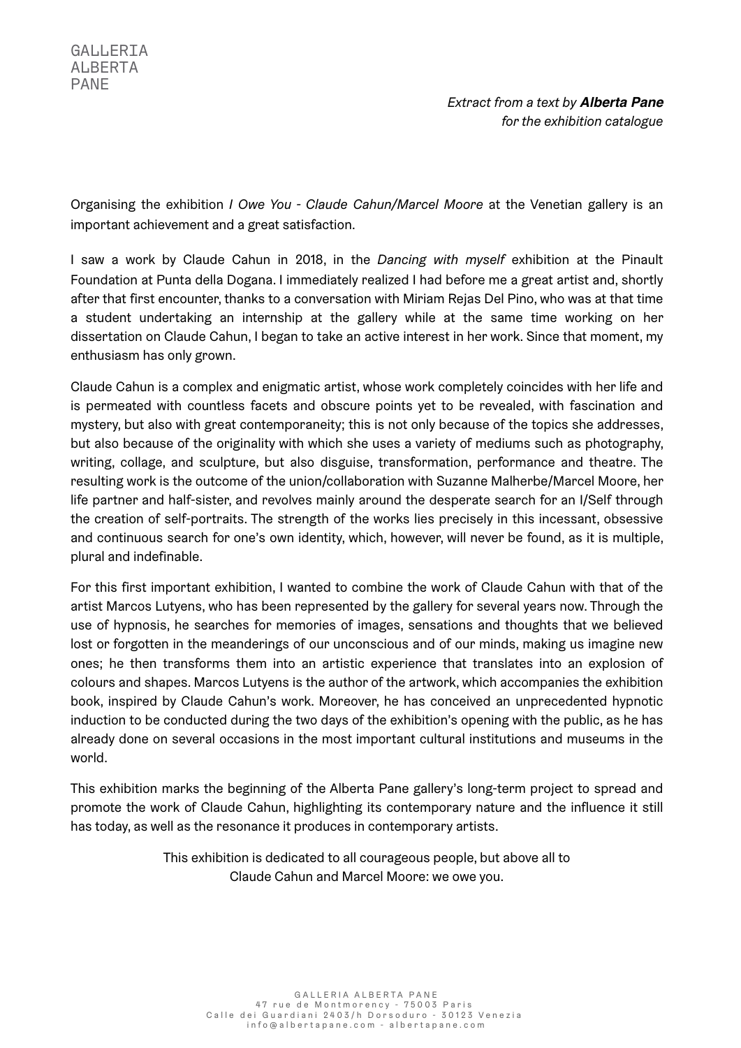*Extract from a text by **Alberta Pane** for the exhibition catalogue*

Organising the exhibition *I Owe You - Claude Cahun/Marcel Moore* at the Venetian gallery is an important achievement and a great satisfaction.

I saw a work by Claude Cahun in 2018, in the *Dancing with myself* exhibition at the Pinault Foundation at Punta della Dogana. I immediately realized I had before me a great artist and, shortly after that first encounter, thanks to a conversation with Miriam Rejas Del Pino, who was at that time a student undertaking an internship at the gallery while at the same time working on her dissertation on Claude Cahun, I began to take an active interest in her work. Since that moment, my enthusiasm has only grown.

Claude Cahun is a complex and enigmatic artist, whose work completely coincides with her life and is permeated with countless facets and obscure points yet to be revealed, with fascination and mystery, but also with great contemporaneity; this is not only because of the topics she addresses, but also because of the originality with which she uses a variety of mediums such as photography, writing, collage, and sculpture, but also disguise, transformation, performance and theatre. The resulting work is the outcome of the union/collaboration with Suzanne Malherbe/Marcel Moore, her life partner and half-sister, and revolves mainly around the desperate search for an I/Self through the creation of self-portraits. The strength of the works lies precisely in this incessant, obsessive and continuous search for one's own identity, which, however, will never be found, as it is multiple, plural and indefinable.

For this first important exhibition, I wanted to combine the work of Claude Cahun with that of the artist Marcos Lutyens, who has been represented by the gallery for several years now. Through the use of hypnosis, he searches for memories of images, sensations and thoughts that we believed lost or forgotten in the meanderings of our unconscious and of our minds, making us imagine new ones; he then transforms them into an artistic experience that translates into an explosion of colours and shapes. Marcos Lutyens is the author of the artwork, which accompanies the exhibition book, inspired by Claude Cahun's work. Moreover, he has conceived an unprecedented hypnotic induction to be conducted during the two days of the exhibition's opening with the public, as he has already done on several occasions in the most important cultural institutions and museums in the world.

This exhibition marks the beginning of the Alberta Pane gallery's long-term project to spread and promote the work of Claude Cahun, highlighting its contemporary nature and the influence it still has today, as well as the resonance it produces in contemporary artists.

This exhibition is dedicated to all courageous people, but above all to Claude Cahun and Marcel Moore: we owe you.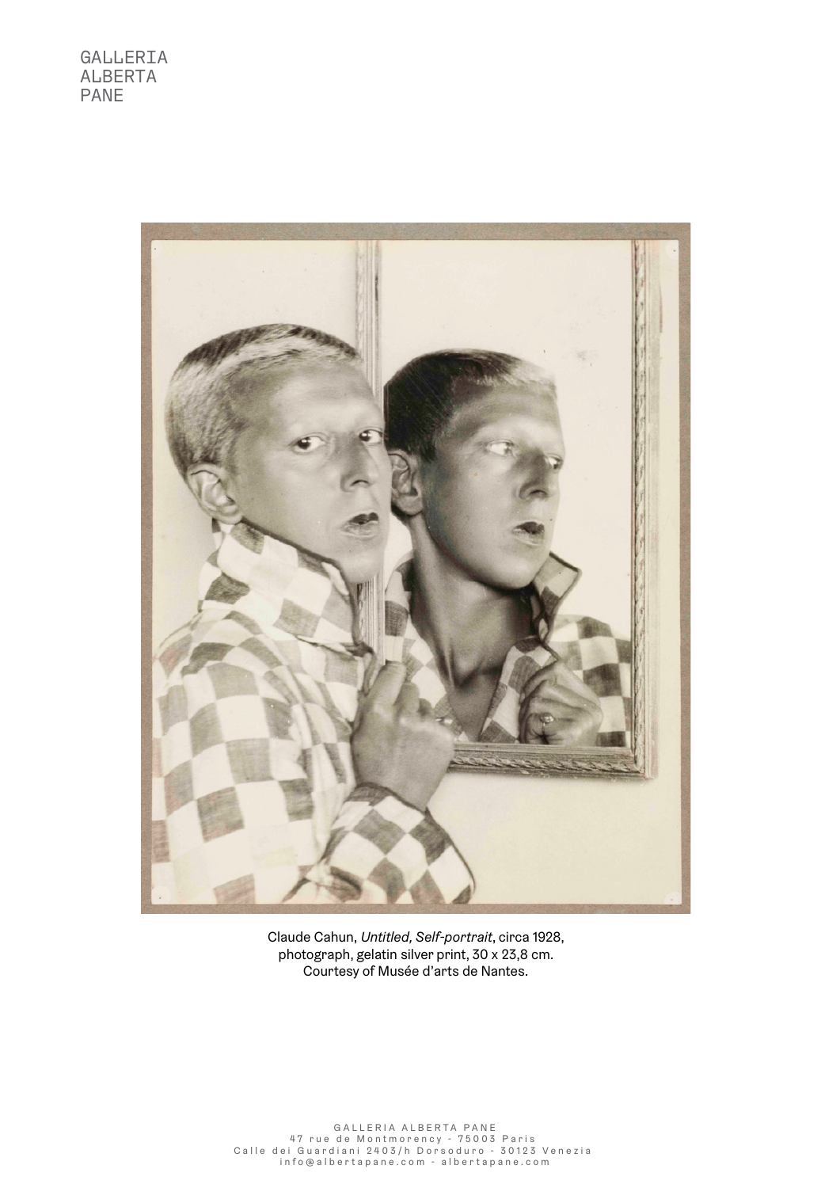Claude Cahun, *Untitled, Self-portrait*, circa 1928, photograph, gelatin silver print, 30 x 23,8 cm.
Courtesy of Musée d'arts de Nantes.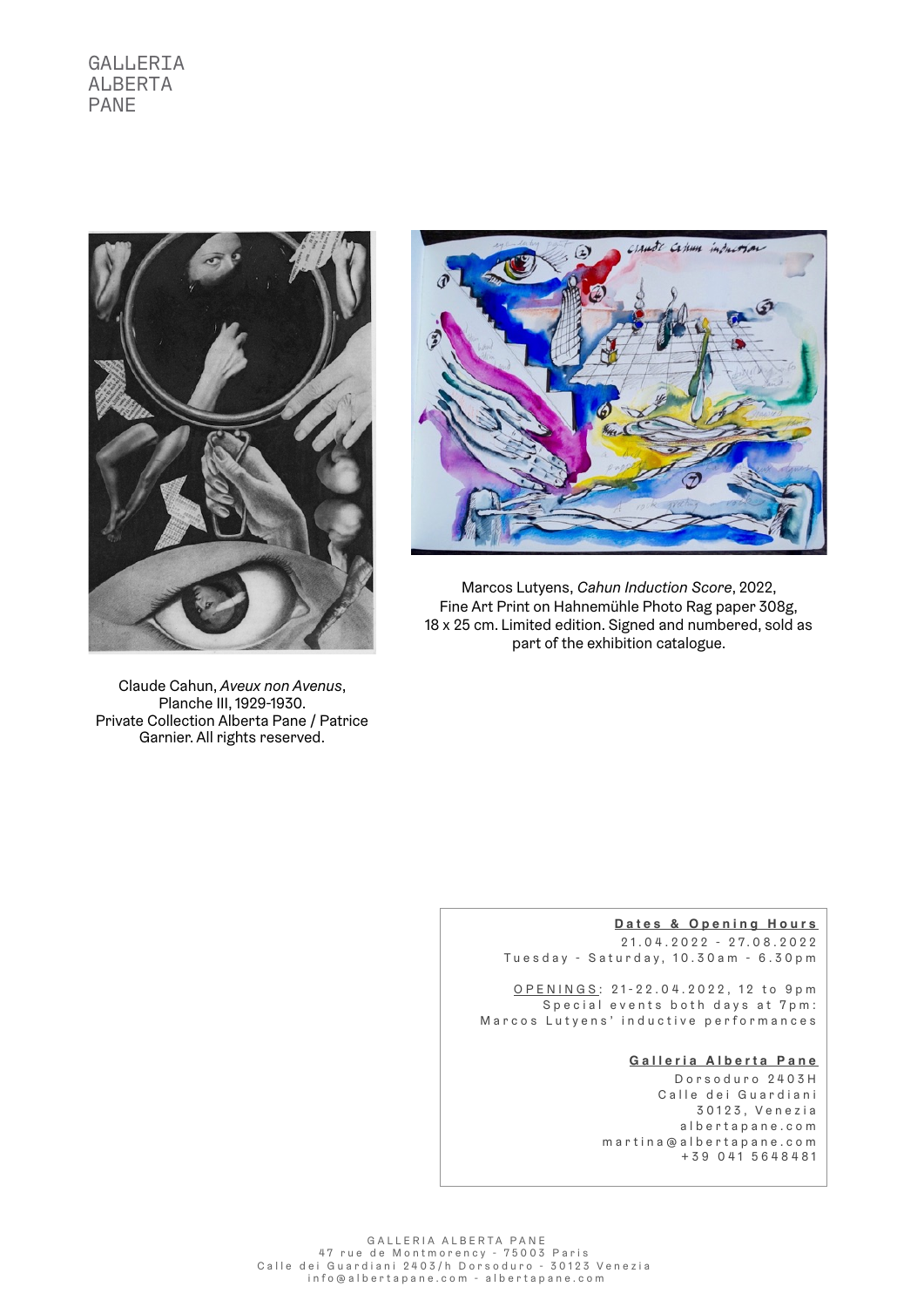GALLERIA
ALBERTA
PANE

Marcos Lutyens, *Cahun Induction Score*, 2022,
Fine Art Print on Hahnemühle Photo Rag paper 308g,
18 x 25 cm. Limited edition. Signed and numbered, sold as part of the exhibition catalogue.

Claude Cahun, *Aveux non Avenus*,
Planche III, 1929-1930.
Private Collection Alberta Pane / Patrice Garnier. All rights reserved.

**Dates & Opening Hours**
21.04.2022 - 27.08.2022
Tuesday - Saturday, 10.30am - 6.30pm

OPENINGS: 21-22.04.2022, 12 to 9pm
Special events both days at 7pm:
Marcos Lutyens' inductive performances

**Galleria Alberta Pane**
Dorsoduro 2403H
Calle dei Guardiani
30123, Venezia
albertapane.com
martina@albertapane.com
+39 041 5648481

GALLERIA ALBERTA PANE
47 rue de Montmorency - 75003 Paris
Calle dei Guardiani 2403/h Dorsoduro - 30123 Venezia
info@albertapane.com - albertapane.com